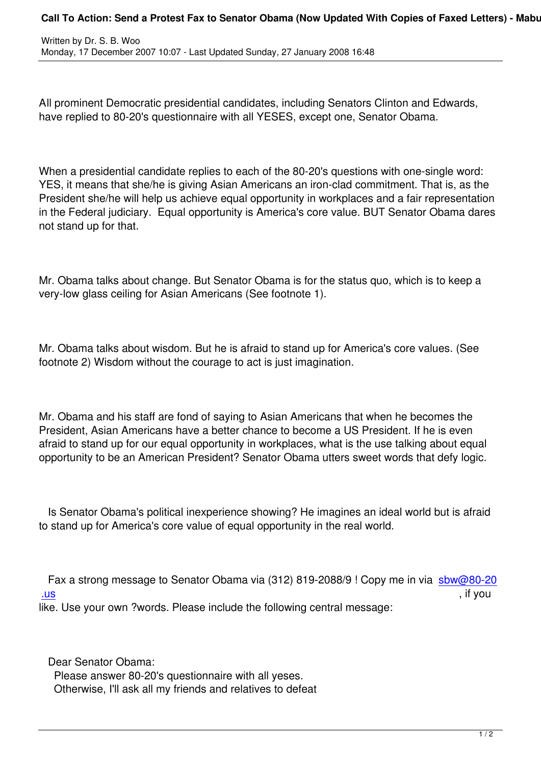All prominent Democratic presidential candidates, including Senators Clinton and Edwards, have replied to 80-20's questionnaire with all YESES, except one, Senator Obama.

When a presidential candidate replies to each of the 80-20's questions with one-single word: YES, it means that she/he is giving Asian Americans an iron-clad commitment. That is, as the President she/he will help us achieve equal opportunity in workplaces and a fair representation in the Federal judiciary. Equal opportunity is America's core value. BUT Senator Obama dares not stand up for that.

Mr. Obama talks about change. But Senator Obama is for the status quo, which is to keep a very-low glass ceiling for Asian Americans (See footnote 1).

Mr. Obama talks about wisdom. But he is afraid to stand up for America's core values. (See footnote 2) Wisdom without the courage to act is just imagination.

Mr. Obama and his staff are fond of saying to Asian Americans that when he becomes the President, Asian Americans have a better chance to become a US President. If he is even afraid to stand up for our equal opportunity in workplaces, what is the use talking about equal opportunity to be an American President? Senator Obama utters sweet words that defy logic.

Is Senator Obama's political inexperience showing? He imagines an ideal world but is afraid to stand up for America's core value of equal opportunity in the real world.

Fax a strong message to Senator Obama via (312) 819-2088/9 ! Copy me in via sbw@80-20.us, if you like. Use your own ?words. Please include the following central message:

Dear Senator Obama:
Please answer 80-20's questionnaire with all yeses.
Otherwise, I'll ask all my friends and relatives to defeat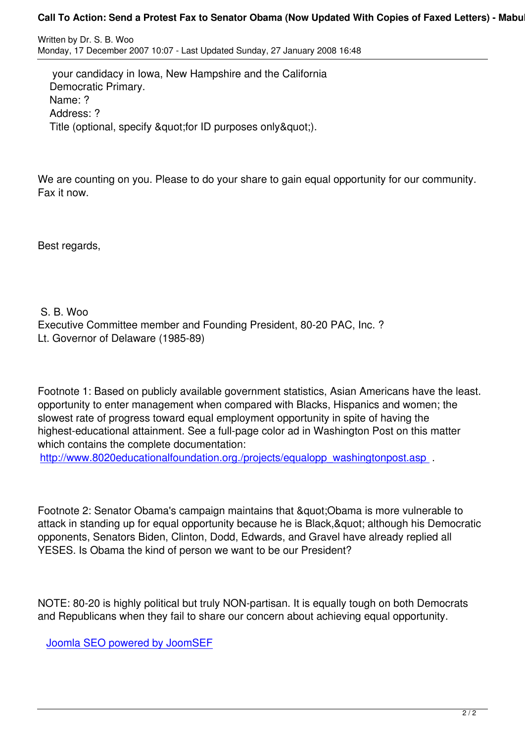your candidacy in Iowa, New Hampshire and the California Democratic Primary.
Name: ?
Address: ?
Title (optional, specify &quot;for ID purposes only&quot;).

We are counting on you. Please to do your share to gain equal opportunity for our community. Fax it now.

Best regards,

S. B. Woo
Executive Committee member and Founding President, 80-20 PAC, Inc. ?
Lt. Governor of Delaware (1985-89)

Footnote 1: Based on publicly available government statistics, Asian Americans have the least. opportunity to enter management when compared with Blacks, Hispanics and women; the slowest rate of progress toward equal employment opportunity in spite of having the highest-educational attainment. See a full-page color ad in Washington Post on this matter which contains the complete documentation:
http://www.8020educationalfoundation.org./projects/equalopp_washingtonpost.asp .

Footnote 2: Senator Obama's campaign maintains that &quot;Obama is more vulnerable to attack in standing up for equal opportunity because he is Black,&quot; although his Democratic opponents, Senators Biden, Clinton, Dodd, Edwards, and Gravel have already replied all YESES. Is Obama the kind of person we want to be our President?

NOTE: 80-20 is highly political but truly NON-partisan. It is equally tough on both Democrats and Republicans when they fail to share our concern about achieving equal opportunity.

Joomla SEO powered by JoomSEF